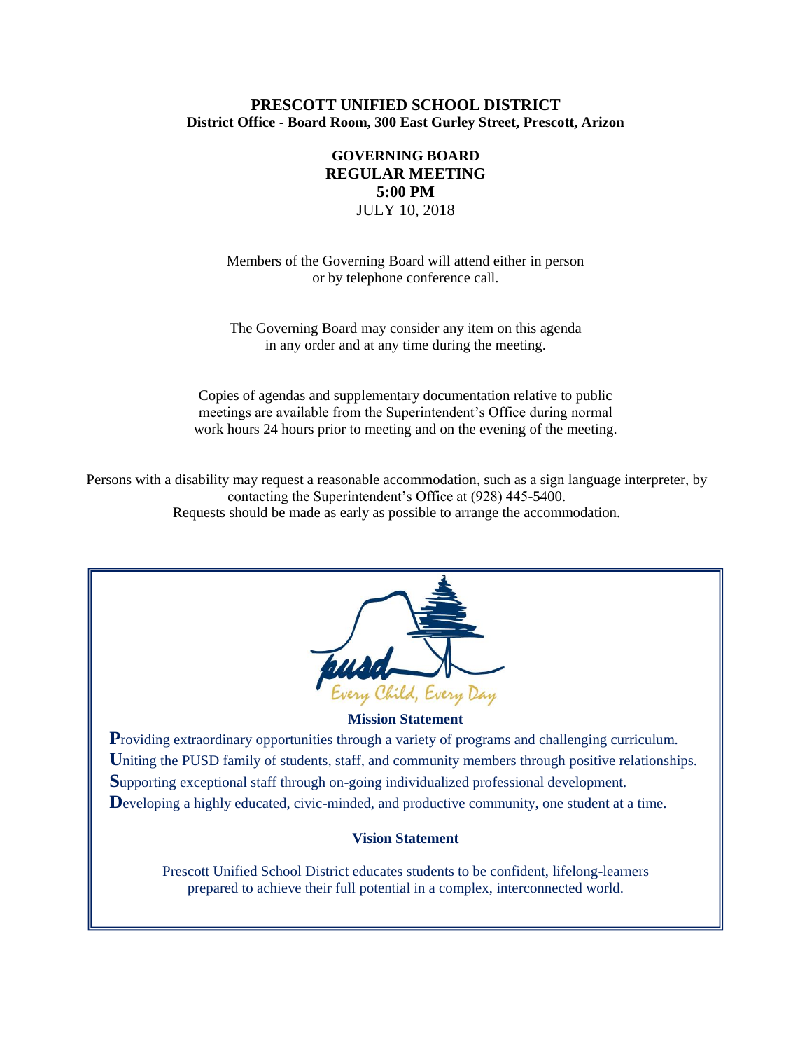**PRESCOTT UNIFIED SCHOOL DISTRICT**
**District Office - Board Room, 300 East Gurley Street, Prescott, Arizon**

# GOVERNING BOARD REGULAR MEETING

**5:00 PM**

JULY 10, 2018

Members of the Governing Board will attend either in person or by telephone conference call.

The Governing Board may consider any item on this agenda in any order and at any time during the meeting.

Copies of agendas and supplementary documentation relative to public meetings are available from the Superintendent's Office during normal work hours 24 hours prior to meeting and on the evening of the meeting.

Persons with a disability may request a reasonable accommodation, such as a sign language interpreter, by contacting the Superintendent's Office at (928) 445-5400. Requests should be made as early as possible to arrange the accommodation.

pusd

*Every Child, Every Day*

**Mission Statement**

**P**roviding extraordinary opportunities through a variety of programs and challenging curriculum.
**U**niting the PUSD family of students, staff, and community members through positive relationships.
**S**upporting exceptional staff through on-going individualized professional development.
**D**eveloping a highly educated, civic-minded, and productive community, one student at a time.

**Vision Statement**

Prescott Unified School District educates students to be confident, lifelong-learners prepared to achieve their full potential in a complex, interconnected world.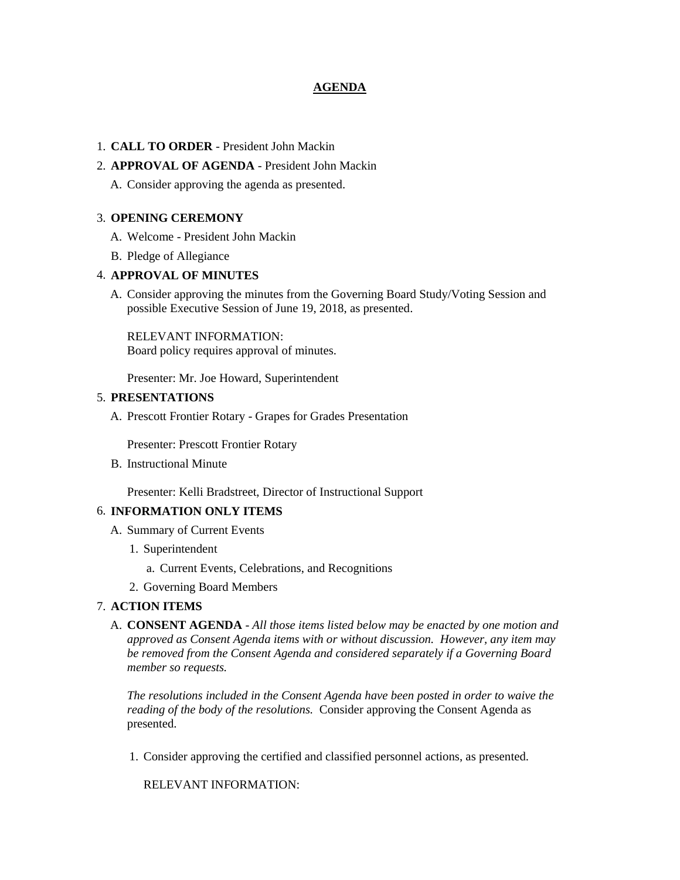# AGENDA

1. **CALL TO ORDER** - President John Mackin
2. **APPROVAL OF AGENDA** - President John Mackin
   A. Consider approving the agenda as presented.

3. **OPENING CEREMONY**
   A. Welcome - President John Mackin
   B. Pledge of Allegiance
4. **APPROVAL OF MINUTES**
   A. Consider approving the minutes from the Governing Board Study/Voting Session and possible Executive Session of June 19, 2018, as presented.

      RELEVANT INFORMATION:
      Board policy requires approval of minutes.

      Presenter: Mr. Joe Howard, Superintendent
5. **PRESENTATIONS**
   A. Prescott Frontier Rotary - Grapes for Grades Presentation

      Presenter: Prescott Frontier Rotary
   B. Instructional Minute

      Presenter: Kelli Bradstreet, Director of Instructional Support
6. **INFORMATION ONLY ITEMS**
   A. Summary of Current Events
      1. Superintendent
         a. Current Events, Celebrations, and Recognitions
      2. Governing Board Members
7. **ACTION ITEMS**
   A. **CONSENT AGENDA** - *All those items listed below may be enacted by one motion and approved as Consent Agenda items with or without discussion. However, any item may be removed from the Consent Agenda and considered separately if a Governing Board member so requests.*

      *The resolutions included in the Consent Agenda have been posted in order to waive the reading of the body of the resolutions.* Consider approving the Consent Agenda as presented.

      1. Consider approving the certified and classified personnel actions, as presented.

         RELEVANT INFORMATION: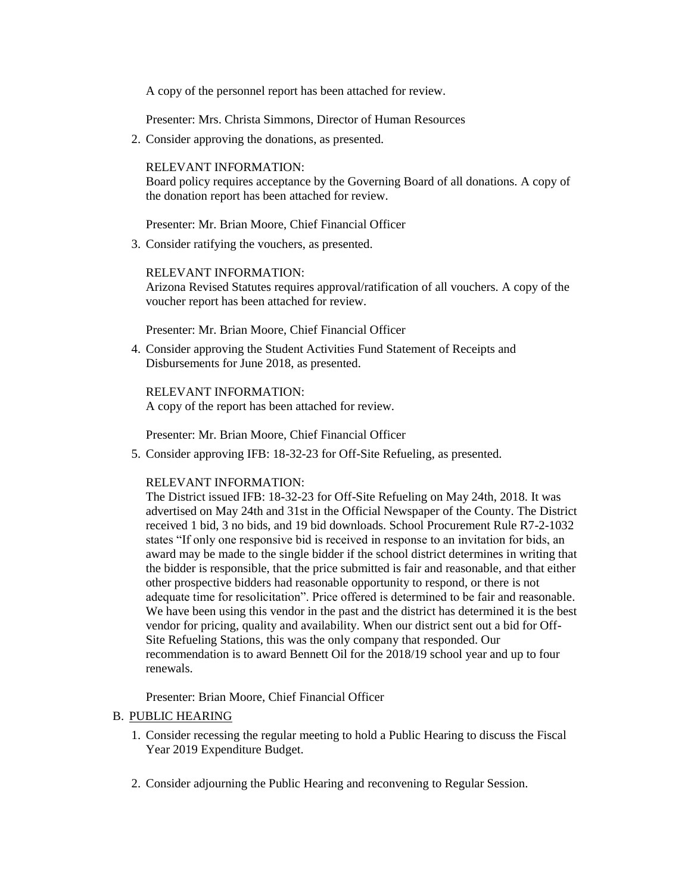A copy of the personnel report has been attached for review.

Presenter: Mrs. Christa Simmons, Director of Human Resources

2. Consider approving the donations, as presented.

   RELEVANT INFORMATION:
   Board policy requires acceptance by the Governing Board of all donations. A copy of the donation report has been attached for review.

   Presenter: Mr. Brian Moore, Chief Financial Officer

3. Consider ratifying the vouchers, as presented.

   RELEVANT INFORMATION:
   Arizona Revised Statutes requires approval/ratification of all vouchers. A copy of the voucher report has been attached for review.

   Presenter: Mr. Brian Moore, Chief Financial Officer

4. Consider approving the Student Activities Fund Statement of Receipts and Disbursements for June 2018, as presented.

   RELEVANT INFORMATION:
   A copy of the report has been attached for review.

   Presenter: Mr. Brian Moore, Chief Financial Officer

5. Consider approving IFB: 18-32-23 for Off-Site Refueling, as presented.

   RELEVANT INFORMATION:
   The District issued IFB: 18-32-23 for Off-Site Refueling on May 24th, 2018. It was advertised on May 24th and 31st in the Official Newspaper of the County. The District received 1 bid, 3 no bids, and 19 bid downloads. School Procurement Rule R7-2-1032 states "If only one responsive bid is received in response to an invitation for bids, an award may be made to the single bidder if the school district determines in writing that the bidder is responsible, that the price submitted is fair and reasonable, and that either other prospective bidders had reasonable opportunity to respond, or there is not adequate time for resolicitation". Price offered is determined to be fair and reasonable. We have been using this vendor in the past and the district has determined it is the best vendor for pricing, quality and availability. When our district sent out a bid for Off-Site Refueling Stations, this was the only company that responded. Our recommendation is to award Bennett Oil for the 2018/19 school year and up to four renewals.

   Presenter: Brian Moore, Chief Financial Officer

B. PUBLIC HEARING

1. Consider recessing the regular meeting to hold a Public Hearing to discuss the Fiscal Year 2019 Expenditure Budget.

2. Consider adjourning the Public Hearing and reconvening to Regular Session.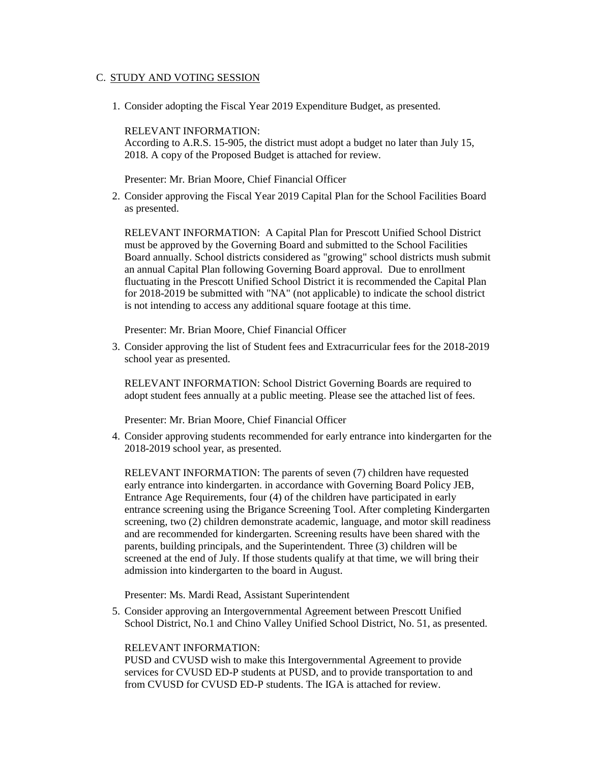C. STUDY AND VOTING SESSION

1. Consider adopting the Fiscal Year 2019 Expenditure Budget, as presented.

   RELEVANT INFORMATION:
   According to A.R.S. 15-905, the district must adopt a budget no later than July 15, 2018. A copy of the Proposed Budget is attached for review.

   Presenter: Mr. Brian Moore, Chief Financial Officer

2. Consider approving the Fiscal Year 2019 Capital Plan for the School Facilities Board as presented.

   RELEVANT INFORMATION: A Capital Plan for Prescott Unified School District must be approved by the Governing Board and submitted to the School Facilities Board annually. School districts considered as "growing" school districts mush submit an annual Capital Plan following Governing Board approval. Due to enrollment fluctuating in the Prescott Unified School District it is recommended the Capital Plan for 2018-2019 be submitted with "NA" (not applicable) to indicate the school district is not intending to access any additional square footage at this time.

   Presenter: Mr. Brian Moore, Chief Financial Officer

3. Consider approving the list of Student fees and Extracurricular fees for the 2018-2019 school year as presented.

   RELEVANT INFORMATION: School District Governing Boards are required to adopt student fees annually at a public meeting. Please see the attached list of fees.

   Presenter: Mr. Brian Moore, Chief Financial Officer

4. Consider approving students recommended for early entrance into kindergarten for the 2018-2019 school year, as presented.

   RELEVANT INFORMATION: The parents of seven (7) children have requested early entrance into kindergarten. in accordance with Governing Board Policy JEB, Entrance Age Requirements, four (4) of the children have participated in early entrance screening using the Brigance Screening Tool. After completing Kindergarten screening, two (2) children demonstrate academic, language, and motor skill readiness and are recommended for kindergarten. Screening results have been shared with the parents, building principals, and the Superintendent. Three (3) children will be screened at the end of July. If those students qualify at that time, we will bring their admission into kindergarten to the board in August.

   Presenter: Ms. Mardi Read, Assistant Superintendent

5. Consider approving an Intergovernmental Agreement between Prescott Unified School District, No.1 and Chino Valley Unified School District, No. 51, as presented.

   RELEVANT INFORMATION:
   PUSD and CVUSD wish to make this Intergovernmental Agreement to provide services for CVUSD ED-P students at PUSD, and to provide transportation to and from CVUSD for CVUSD ED-P students. The IGA is attached for review.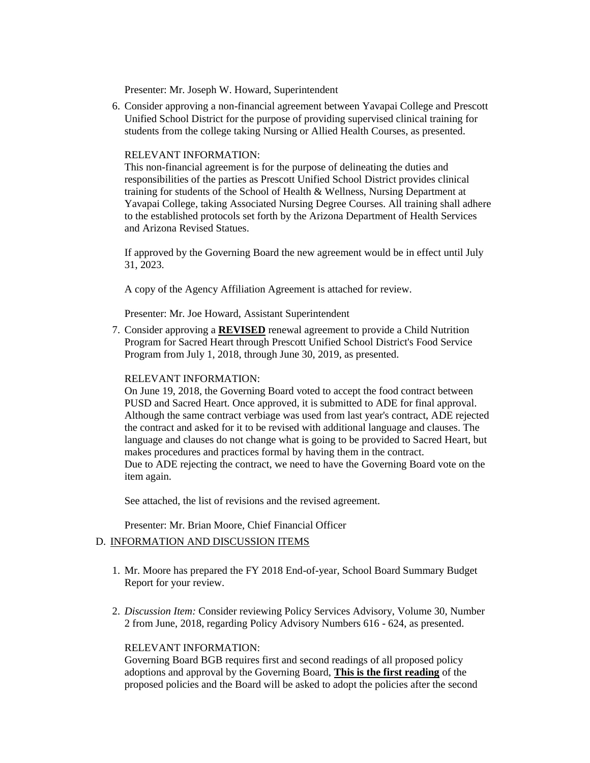Presenter: Mr. Joseph W. Howard, Superintendent

6. Consider approving a non-financial agreement between Yavapai College and Prescott Unified School District for the purpose of providing supervised clinical training for students from the college taking Nursing or Allied Health Courses, as presented.

   RELEVANT INFORMATION:
   This non-financial agreement is for the purpose of delineating the duties and responsibilities of the parties as Prescott Unified School District provides clinical training for students of the School of Health & Wellness, Nursing Department at Yavapai College, taking Associated Nursing Degree Courses. All training shall adhere to the established protocols set forth by the Arizona Department of Health Services and Arizona Revised Statues.

   If approved by the Governing Board the new agreement would be in effect until July 31, 2023.

   A copy of the Agency Affiliation Agreement is attached for review.

   Presenter: Mr. Joe Howard, Assistant Superintendent

7. Consider approving a **<u>REVISED</u>** renewal agreement to provide a Child Nutrition Program for Sacred Heart through Prescott Unified School District's Food Service Program from July 1, 2018, through June 30, 2019, as presented.

   RELEVANT INFORMATION:
   On June 19, 2018, the Governing Board voted to accept the food contract between PUSD and Sacred Heart. Once approved, it is submitted to ADE for final approval. Although the same contract verbiage was used from last year's contract, ADE rejected the contract and asked for it to be revised with additional language and clauses. The language and clauses do not change what is going to be provided to Sacred Heart, but makes procedures and practices formal by having them in the contract.
   Due to ADE rejecting the contract, we need to have the Governing Board vote on the item again.

   See attached, the list of revisions and the revised agreement.

   Presenter: Mr. Brian Moore, Chief Financial Officer

D. <u>INFORMATION AND DISCUSSION ITEMS</u>

1. Mr. Moore has prepared the FY 2018 End-of-year, School Board Summary Budget Report for your review.

2. *Discussion Item:* Consider reviewing Policy Services Advisory, Volume 30, Number 2 from June, 2018, regarding Policy Advisory Numbers 616 - 624, as presented.

   RELEVANT INFORMATION:
   Governing Board BGB requires first and second readings of all proposed policy adoptions and approval by the Governing Board, **<u>This is the first reading</u>** of the proposed policies and the Board will be asked to adopt the policies after the second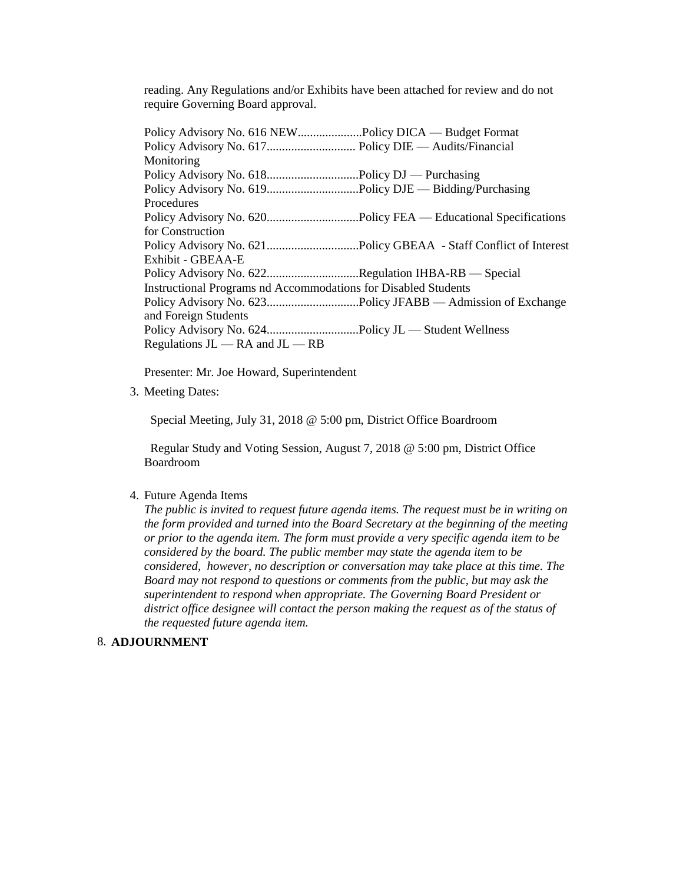reading. Any Regulations and/or Exhibits have been attached for review and do not require Governing Board approval.

Policy Advisory No. 616 NEW.....................Policy DICA — Budget Format
Policy Advisory No. 617............................. Policy DIE — Audits/Financial Monitoring
Policy Advisory No. 618..............................Policy DJ — Purchasing
Policy Advisory No. 619..............................Policy DJE — Bidding/Purchasing Procedures
Policy Advisory No. 620..............................Policy FEA — Educational Specifications for Construction
Policy Advisory No. 621..............................Policy GBEAA - Staff Conflict of Interest Exhibit - GBEAA-E
Policy Advisory No. 622..............................Regulation IHBA-RB — Special Instructional Programs nd Accommodations for Disabled Students
Policy Advisory No. 623..............................Policy JFABB — Admission of Exchange and Foreign Students
Policy Advisory No. 624..............................Policy JL — Student Wellness Regulations JL — RA and JL — RB

Presenter: Mr. Joe Howard, Superintendent

3. Meeting Dates:

   Special Meeting, July 31, 2018 @ 5:00 pm, District Office Boardroom

   Regular Study and Voting Session, August 7, 2018 @ 5:00 pm, District Office Boardroom

4. Future Agenda Items
   *The public is invited to request future agenda items. The request must be in writing on the form provided and turned into the Board Secretary at the beginning of the meeting or prior to the agenda item. The form must provide a very specific agenda item to be considered by the board. The public member may state the agenda item to be considered, however, no description or conversation may take place at this time. The Board may not respond to questions or comments from the public, but may ask the superintendent to respond when appropriate. The Governing Board President or district office designee will contact the person making the request as of the status of the requested future agenda item.*

8. **ADJOURNMENT**